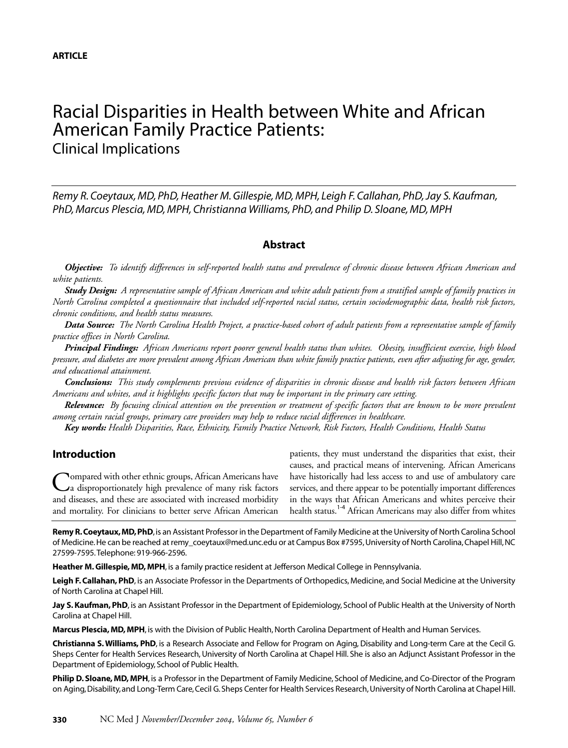**ARTICLE**

# Racial Disparities in Health between White and African American Family Practice Patients:
## Clinical Implications

*Remy R. Coeytaux, MD, PhD, Heather M. Gillespie, MD, MPH, Leigh F. Callahan, PhD, Jay S. Kaufman, PhD, Marcus Plescia, MD, MPH, Christianna Williams, PhD, and Philip D. Sloane, MD, MPH*

### Abstract

***Objective:*** *To identify differences in self-reported health status and prevalence of chronic disease between African American and white patients.*

***Study Design:*** *A representative sample of African American and white adult patients from a stratified sample of family practices in North Carolina completed a questionnaire that included self-reported racial status, certain sociodemographic data, health risk factors, chronic conditions, and health status measures.*

***Data Source:*** *The North Carolina Health Project, a practice-based cohort of adult patients from a representative sample of family practice offices in North Carolina.*

***Principal Findings:*** *African Americans report poorer general health status than whites. Obesity, insufficient exercise, high blood pressure, and diabetes are more prevalent among African American than white family practice patients, even after adjusting for age, gender, and educational attainment.*

***Conclusions:*** *This study complements previous evidence of disparities in chronic disease and health risk factors between African Americans and whites, and it highlights specific factors that may be important in the primary care setting.*

***Relevance:*** *By focusing clinical attention on the prevention or treatment of specific factors that are known to be more prevalent among certain racial groups, primary care providers may help to reduce racial differences in healthcare.*

***Key words:*** *Health Disparities, Race, Ethnicity, Family Practice Network, Risk Factors, Health Conditions, Health Status*

## Introduction

Compared with other ethnic groups, African Americans have a disproportionately high prevalence of many risk factors and diseases, and these are associated with increased morbidity and mortality. For clinicians to better serve African American patients, they must understand the disparities that exist, their causes, and practical means of intervening. African Americans have historically had less access to and use of ambulatory care services, and there appear to be potentially important differences in the ways that African Americans and whites perceive their health status.[1-4] African Americans may also differ from whites

**Remy R. Coeytaux, MD, PhD**, is an Assistant Professor in the Department of Family Medicine at the University of North Carolina School of Medicine. He can be reached at remy_coeytaux@med.unc.edu or at Campus Box #7595, University of North Carolina, Chapel Hill, NC 27599-7595. Telephone: 919-966-2596.

**Heather M. Gillespie, MD, MPH**, is a family practice resident at Jefferson Medical College in Pennsylvania.

**Leigh F. Callahan, PhD**, is an Associate Professor in the Departments of Orthopedics, Medicine, and Social Medicine at the University of North Carolina at Chapel Hill.

**Jay S. Kaufman, PhD**, is an Assistant Professor in the Department of Epidemiology, School of Public Health at the University of North Carolina at Chapel Hill.

**Marcus Plescia, MD, MPH**, is with the Division of Public Health, North Carolina Department of Health and Human Services.

**Christianna S. Williams, PhD**, is a Research Associate and Fellow for Program on Aging, Disability and Long-term Care at the Cecil G. Sheps Center for Health Services Research, University of North Carolina at Chapel Hill. She is also an Adjunct Assistant Professor in the Department of Epidemiology, School of Public Health.

**Philip D. Sloane, MD, MPH**, is a Professor in the Department of Family Medicine, School of Medicine, and Co-Director of the Program on Aging, Disability, and Long-Term Care, Cecil G. Sheps Center for Health Services Research, University of North Carolina at Chapel Hill.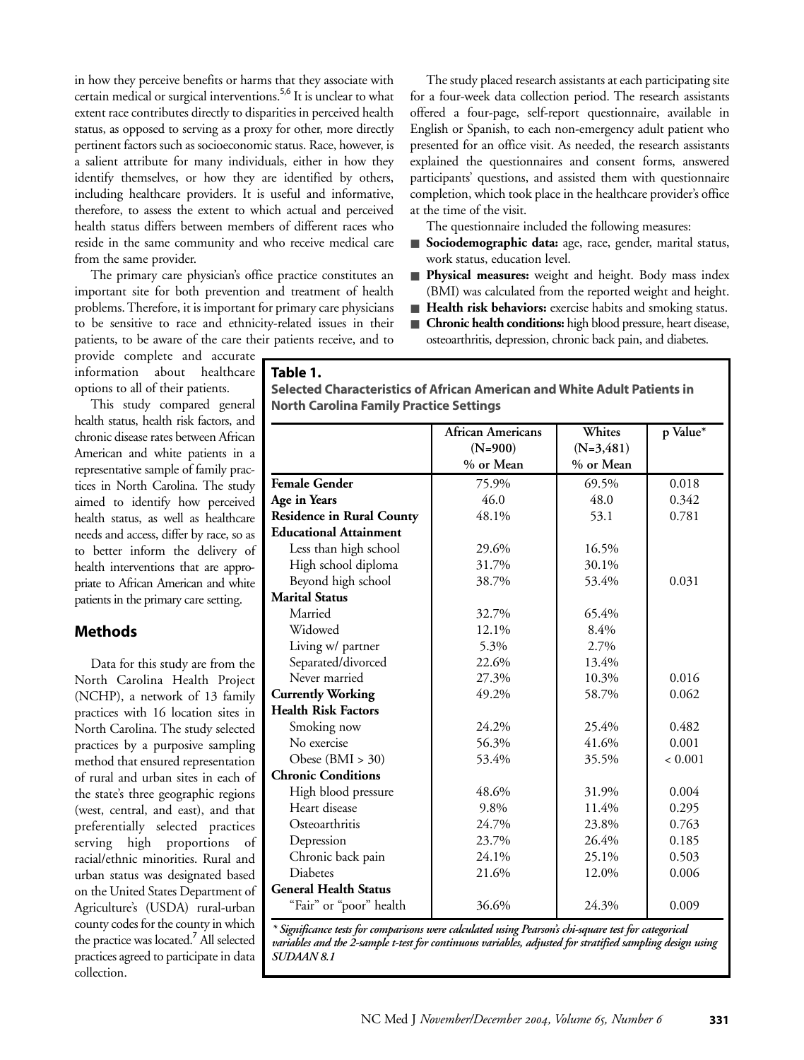in how they perceive benefits or harms that they associate with certain medical or surgical interventions.[5,6] It is unclear to what extent race contributes directly to disparities in perceived health status, as opposed to serving as a proxy for other, more directly pertinent factors such as socioeconomic status. Race, however, is a salient attribute for many individuals, either in how they identify themselves, or how they are identified by others, including healthcare providers. It is useful and informative, therefore, to assess the extent to which actual and perceived health status differs between members of different races who reside in the same community and who receive medical care from the same provider.

The primary care physician's office practice constitutes an important site for both prevention and treatment of health problems. Therefore, it is important for primary care physicians to be sensitive to race and ethnicity-related issues in their patients, to be aware of the care their patients receive, and to provide complete and accurate information about healthcare options to all of their patients.

This study compared general health status, health risk factors, and chronic disease rates between African American and white patients in a representative sample of family practices in North Carolina. The study aimed to identify how perceived health status, as well as healthcare needs and access, differ by race, so as to better inform the delivery of health interventions that are appropriate to African American and white patients in the primary care setting.

## Methods

Data for this study are from the North Carolina Health Project (NCHP), a network of 13 family practices with 16 location sites in North Carolina. The study selected practices by a purposive sampling method that ensured representation of rural and urban sites in each of the state's three geographic regions (west, central, and east), and that preferentially selected practices serving high proportions of racial/ethnic minorities. Rural and urban status was designated based on the United States Department of Agriculture's (USDA) rural-urban county codes for the county in which the practice was located.[7] All selected practices agreed to participate in data collection.

The study placed research assistants at each participating site for a four-week data collection period. The research assistants offered a four-page, self-report questionnaire, available in English or Spanish, to each non-emergency adult patient who presented for an office visit. As needed, the research assistants explained the questionnaires and consent forms, answered participants' questions, and assisted them with questionnaire completion, which took place in the healthcare provider's office at the time of the visit.

The questionnaire included the following measures:

- **Sociodemographic data:** age, race, gender, marital status, work status, education level.
- **Physical measures:** weight and height. Body mass index (BMI) was calculated from the reported weight and height.
- **Health risk behaviors:** exercise habits and smoking status.
- **Chronic health conditions:** high blood pressure, heart disease, osteoarthritis, depression, chronic back pain, and diabetes.

**Table 1.**
**Selected Characteristics of African American and White Adult Patients in North Carolina Family Practice Settings**

| | African Americans (N=900) % or Mean | Whites (N=3,481) % or Mean | p Value* |
|---|---|---|---|
| **Female Gender** | 75.9% | 69.5% | 0.018 |
| **Age in Years** | 46.0 | 48.0 | 0.342 |
| **Residence in Rural County** | 48.1% | 53.1 | 0.781 |
| **Educational Attainment** | | | |
| Less than high school | 29.6% | 16.5% | |
| High school diploma | 31.7% | 30.1% | |
| Beyond high school | 38.7% | 53.4% | 0.031 |
| **Marital Status** | | | |
| Married | 32.7% | 65.4% | |
| Widowed | 12.1% | 8.4% | |
| Living w/ partner | 5.3% | 2.7% | |
| Separated/divorced | 22.6% | 13.4% | |
| Never married | 27.3% | 10.3% | 0.016 |
| **Currently Working** | 49.2% | 58.7% | 0.062 |
| **Health Risk Factors** | | | |
| Smoking now | 24.2% | 25.4% | 0.482 |
| No exercise | 56.3% | 41.6% | 0.001 |
| Obese (BMI > 30) | 53.4% | 35.5% | < 0.001 |
| **Chronic Conditions** | | | |
| High blood pressure | 48.6% | 31.9% | 0.004 |
| Heart disease | 9.8% | 11.4% | 0.295 |
| Osteoarthritis | 24.7% | 23.8% | 0.763 |
| Depression | 23.7% | 26.4% | 0.185 |
| Chronic back pain | 24.1% | 25.1% | 0.503 |
| Diabetes | 21.6% | 12.0% | 0.006 |
| **General Health Status** | | | |
| "Fair" or "poor" health | 36.6% | 24.3% | 0.009 |

*\* Significance tests for comparisons were calculated using Pearson's chi-square test for categorical variables and the 2-sample t-test for continuous variables, adjusted for stratified sampling design using SUDAAN 8.1*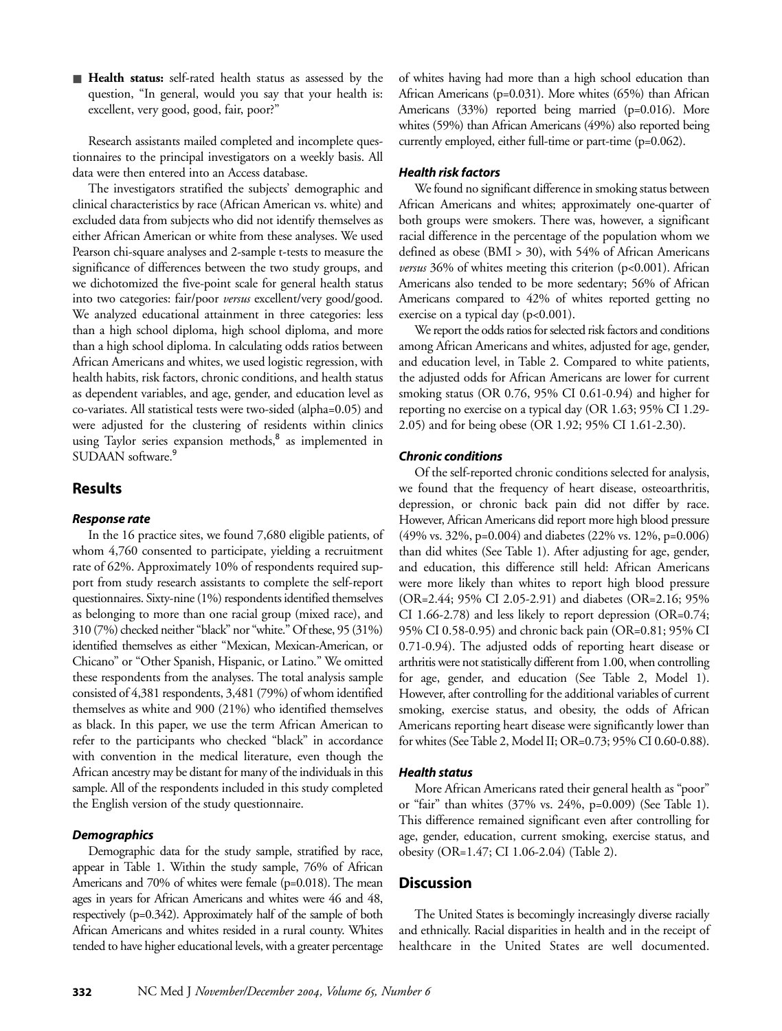- **Health status:** self-rated health status as assessed by the question, "In general, would you say that your health is: excellent, very good, good, fair, poor?"

Research assistants mailed completed and incomplete questionnaires to the principal investigators on a weekly basis. All data were then entered into an Access database.

The investigators stratified the subjects' demographic and clinical characteristics by race (African American vs. white) and excluded data from subjects who did not identify themselves as either African American or white from these analyses. We used Pearson chi-square analyses and 2-sample t-tests to measure the significance of differences between the two study groups, and we dichotomized the five-point scale for general health status into two categories: fair/poor *versus* excellent/very good/good. We analyzed educational attainment in three categories: less than a high school diploma, high school diploma, and more than a high school diploma. In calculating odds ratios between African Americans and whites, we used logistic regression, with health habits, risk factors, chronic conditions, and health status as dependent variables, and age, gender, and education level as co-variates. All statistical tests were two-sided (alpha=0.05) and were adjusted for the clustering of residents within clinics using Taylor series expansion methods,[8] as implemented in SUDAAN software.[9]

## Results

### Response rate

In the 16 practice sites, we found 7,680 eligible patients, of whom 4,760 consented to participate, yielding a recruitment rate of 62%. Approximately 10% of respondents required support from study research assistants to complete the self-report questionnaires. Sixty-nine (1%) respondents identified themselves as belonging to more than one racial group (mixed race), and 310 (7%) checked neither "black" nor "white." Of these, 95 (31%) identified themselves as either "Mexican, Mexican-American, or Chicano" or "Other Spanish, Hispanic, or Latino." We omitted these respondents from the analyses. The total analysis sample consisted of 4,381 respondents, 3,481 (79%) of whom identified themselves as white and 900 (21%) who identified themselves as black. In this paper, we use the term African American to refer to the participants who checked "black" in accordance with convention in the medical literature, even though the African ancestry may be distant for many of the individuals in this sample. All of the respondents included in this study completed the English version of the study questionnaire.

### Demographics

Demographic data for the study sample, stratified by race, appear in Table 1. Within the study sample, 76% of African Americans and 70% of whites were female (p=0.018). The mean ages in years for African Americans and whites were 46 and 48, respectively (p=0.342). Approximately half of the sample of both African Americans and whites resided in a rural county. Whites tended to have higher educational levels, with a greater percentage of whites having had more than a high school education than African Americans (p=0.031). More whites (65%) than African Americans (33%) reported being married (p=0.016). More whites (59%) than African Americans (49%) also reported being currently employed, either full-time or part-time (p=0.062).

### Health risk factors

We found no significant difference in smoking status between African Americans and whites; approximately one-quarter of both groups were smokers. There was, however, a significant racial difference in the percentage of the population whom we defined as obese (BMI > 30), with 54% of African Americans *versus* 36% of whites meeting this criterion (p<0.001). African Americans also tended to be more sedentary; 56% of African Americans compared to 42% of whites reported getting no exercise on a typical day (p<0.001).

We report the odds ratios for selected risk factors and conditions among African Americans and whites, adjusted for age, gender, and education level, in Table 2. Compared to white patients, the adjusted odds for African Americans are lower for current smoking status (OR 0.76, 95% CI 0.61-0.94) and higher for reporting no exercise on a typical day (OR 1.63; 95% CI 1.29-2.05) and for being obese (OR 1.92; 95% CI 1.61-2.30).

### Chronic conditions

Of the self-reported chronic conditions selected for analysis, we found that the frequency of heart disease, osteoarthritis, depression, or chronic back pain did not differ by race. However, African Americans did report more high blood pressure (49% vs. 32%, p=0.004) and diabetes (22% vs. 12%, p=0.006) than did whites (See Table 1). After adjusting for age, gender, and education, this difference still held: African Americans were more likely than whites to report high blood pressure (OR=2.44; 95% CI 2.05-2.91) and diabetes (OR=2.16; 95% CI 1.66-2.78) and less likely to report depression (OR=0.74; 95% CI 0.58-0.95) and chronic back pain (OR=0.81; 95% CI 0.71-0.94). The adjusted odds of reporting heart disease or arthritis were not statistically different from 1.00, when controlling for age, gender, and education (See Table 2, Model 1). However, after controlling for the additional variables of current smoking, exercise status, and obesity, the odds of African Americans reporting heart disease were significantly lower than for whites (See Table 2, Model II; OR=0.73; 95% CI 0.60-0.88).

### Health status

More African Americans rated their general health as "poor" or "fair" than whites (37% vs. 24%, p=0.009) (See Table 1). This difference remained significant even after controlling for age, gender, education, current smoking, exercise status, and obesity (OR=1.47; CI 1.06-2.04) (Table 2).

## Discussion

The United States is becomingly increasingly diverse racially and ethnically. Racial disparities in health and in the receipt of healthcare in the United States are well documented.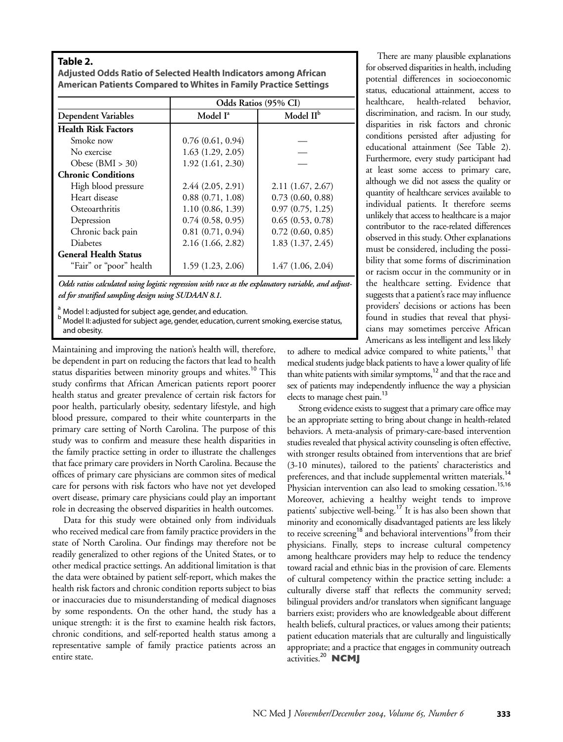**Table 2.**
**Adjusted Odds Ratio of Selected Health Indicators among African American Patients Compared to Whites in Family Practice Settings**

| | Odds Ratios (95% CI) | |
|---|---|---|
| Dependent Variables | Model I[a] | Model II[b] |
| **Health Risk Factors** | | |
| Smoke now | 0.76 (0.61, 0.94) | — |
| No exercise | 1.63 (1.29, 2.05) | — |
| Obese (BMI > 30) | 1.92 (1.61, 2.30) | — |
| **Chronic Conditions** | | |
| High blood pressure | 2.44 (2.05, 2.91) | 2.11 (1.67, 2.67) |
| Heart disease | 0.88 (0.71, 1.08) | 0.73 (0.60, 0.88) |
| Osteoarthritis | 1.10 (0.86, 1.39) | 0.97 (0.75, 1.25) |
| Depression | 0.74 (0.58, 0.95) | 0.65 (0.53, 0.78) |
| Chronic back pain | 0.81 (0.71, 0.94) | 0.72 (0.60, 0.85) |
| Diabetes | 2.16 (1.66, 2.82) | 1.83 (1.37, 2.45) |
| **General Health Status** | | |
| "Fair" or "poor" health | 1.59 (1.23, 2.06) | 1.47 (1.06, 2.04) |

*Odds ratios calculated using logistic regression with race as the explanatory variable, and adjusted for stratified sampling design using SUDAAN 8.1.*

[a] Model I: adjusted for subject age, gender, and education.
[b] Model II: adjusted for subject age, gender, education, current smoking, exercise status, and obesity.

Maintaining and improving the nation's health will, therefore, be dependent in part on reducing the factors that lead to health status disparities between minority groups and whites.[10] This study confirms that African American patients report poorer health status and greater prevalence of certain risk factors for poor health, particularly obesity, sedentary lifestyle, and high blood pressure, compared to their white counterparts in the primary care setting of North Carolina. The purpose of this study was to confirm and measure these health disparities in the family practice setting in order to illustrate the challenges that face primary care providers in North Carolina. Because the offices of primary care physicians are common sites of medical care for persons with risk factors who have not yet developed overt disease, primary care physicians could play an important role in decreasing the observed disparities in health outcomes.

Data for this study were obtained only from individuals who received medical care from family practice providers in the state of North Carolina. Our findings may therefore not be readily generalized to other regions of the United States, or to other medical practice settings. An additional limitation is that the data were obtained by patient self-report, which makes the health risk factors and chronic condition reports subject to bias or inaccuracies due to misunderstanding of medical diagnoses by some respondents. On the other hand, the study has a unique strength: it is the first to examine health risk factors, chronic conditions, and self-reported health status among a representative sample of family practice patients across an entire state.

There are many plausible explanations for observed disparities in health, including potential differences in socioeconomic status, educational attainment, access to healthcare, health-related behavior, discrimination, and racism. In our study, disparities in risk factors and chronic conditions persisted after adjusting for educational attainment (See Table 2). Furthermore, every study participant had at least some access to primary care, although we did not assess the quality or quantity of healthcare services available to individual patients. It therefore seems unlikely that access to healthcare is a major contributor to the race-related differences observed in this study. Other explanations must be considered, including the possibility that some forms of discrimination or racism occur in the community or in the healthcare setting. Evidence that suggests that a patient's race may influence providers' decisions or actions has been found in studies that reveal that physicians may sometimes perceive African Americans as less intelligent and less likely to adhere to medical advice compared to white patients,[11] that medical students judge black patients to have a lower quality of life than white patients with similar symptoms,[12] and that the race and sex of patients may independently influence the way a physician elects to manage chest pain.[13]

Strong evidence exists to suggest that a primary care office may be an appropriate setting to bring about change in health-related behaviors. A meta-analysis of primary-care-based intervention studies revealed that physical activity counseling is often effective, with stronger results obtained from interventions that are brief (3-10 minutes), tailored to the patients' characteristics and preferences, and that include supplemental written materials.[14] Physician intervention can also lead to smoking cessation.[15,16] Moreover, achieving a healthy weight tends to improve patients' subjective well-being.[17] It is has also been shown that minority and economically disadvantaged patients are less likely to receive screening[18] and behavioral interventions[19] from their physicians. Finally, steps to increase cultural competency among healthcare providers may help to reduce the tendency toward racial and ethnic bias in the provision of care. Elements of cultural competency within the practice setting include: a culturally diverse staff that reflects the community served; bilingual providers and/or translators when significant language barriers exist; providers who are knowledgeable about different health beliefs, cultural practices, or values among their patients; patient education materials that are culturally and linguistically appropriate; and a practice that engages in community outreach activities.[20] **NCMJ**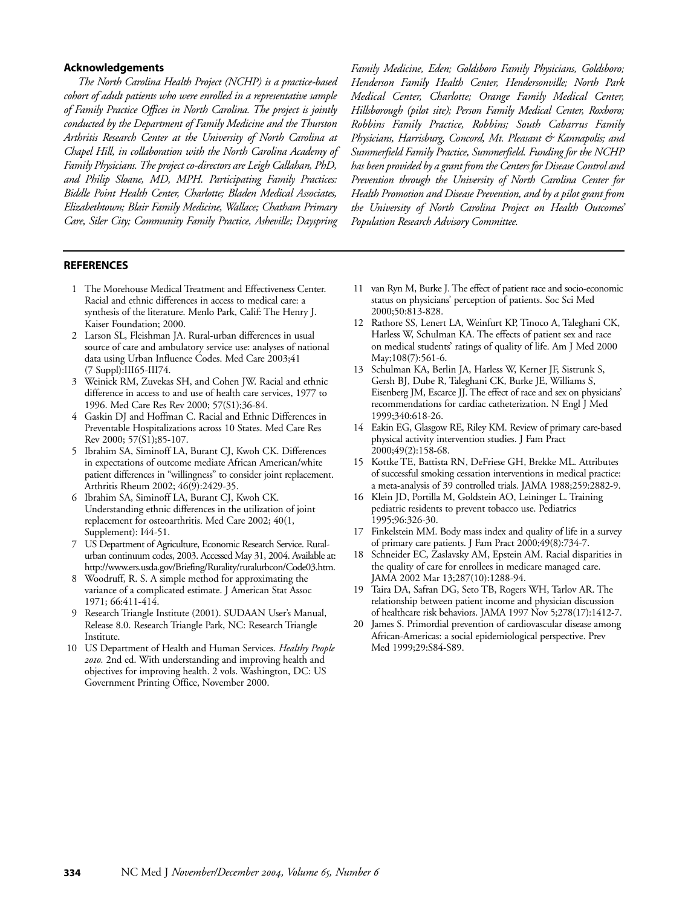## Acknowledgements

*The North Carolina Health Project (NCHP) is a practice-based cohort of adult patients who were enrolled in a representative sample of Family Practice Offices in North Carolina. The project is jointly conducted by the Department of Family Medicine and the Thurston Arthritis Research Center at the University of North Carolina at Chapel Hill, in collaboration with the North Carolina Academy of Family Physicians. The project co-directors are Leigh Callahan, PhD, and Philip Sloane, MD, MPH. Participating Family Practices: Biddle Point Health Center, Charlotte; Bladen Medical Associates, Elizabethtown; Blair Family Medicine, Wallace; Chatham Primary Care, Siler City; Community Family Practice, Asheville; Dayspring Family Medicine, Eden; Goldsboro Family Physicians, Goldsboro; Henderson Family Health Center, Hendersonville; North Park Medical Center, Charlotte; Orange Family Medical Center, Hillsborough (pilot site); Person Family Medical Center, Roxboro; Robbins Family Practice, Robbins; South Cabarrus Family Physicians, Harrisburg, Concord, Mt. Pleasant & Kannapolis; and Summerfield Family Practice, Summerfield. Funding for the NCHP has been provided by a grant from the Centers for Disease Control and Prevention through the University of North Carolina Center for Health Promotion and Disease Prevention, and by a pilot grant from the University of North Carolina Project on Health Outcomes' Population Research Advisory Committee.*

## REFERENCES

1. The Morehouse Medical Treatment and Effectiveness Center. Racial and ethnic differences in access to medical care: a synthesis of the literature. Menlo Park, Calif: The Henry J. Kaiser Foundation; 2000.
2. Larson SL, Fleishman JA. Rural-urban differences in usual source of care and ambulatory service use: analyses of national data using Urban Influence Codes. Med Care 2003;41 (7 Suppl):III65-III74.
3. Weinick RM, Zuvekas SH, and Cohen JW. Racial and ethnic difference in access to and use of health care services, 1977 to 1996. Med Care Res Rev 2000; 57(S1);36-84.
4. Gaskin DJ and Hoffman C. Racial and Ethnic Differences in Preventable Hospitalizations across 10 States. Med Care Res Rev 2000; 57(S1);85-107.
5. Ibrahim SA, Siminoff LA, Burant CJ, Kwoh CK. Differences in expectations of outcome mediate African American/white patient differences in "willingness" to consider joint replacement. Arthritis Rheum 2002; 46(9):2429-35.
6. Ibrahim SA, Siminoff LA, Burant CJ, Kwoh CK. Understanding ethnic differences in the utilization of joint replacement for osteoarthritis. Med Care 2002; 40(1, Supplement): I44-51.
7. US Department of Agriculture, Economic Research Service. Rural-urban continuum codes, 2003. Accessed May 31, 2004. Available at: http://www.ers.usda.gov/Briefing/Rurality/ruralurbcon/Code03.htm.
8. Woodruff, R. S. A simple method for approximating the variance of a complicated estimate. J American Stat Assoc 1971; 66:411-414.
9. Research Triangle Institute (2001). SUDAAN User's Manual, Release 8.0. Research Triangle Park, NC: Research Triangle Institute.
10. US Department of Health and Human Services. *Healthy People 2010.* 2nd ed. With understanding and improving health and objectives for improving health. 2 vols. Washington, DC: US Government Printing Office, November 2000.
11. van Ryn M, Burke J. The effect of patient race and socio-economic status on physicians' perception of patients. Soc Sci Med 2000;50:813-828.
12. Rathore SS, Lenert LA, Weinfurt KP, Tinoco A, Taleghani CK, Harless W, Schulman KA. The effects of patient sex and race on medical students' ratings of quality of life. Am J Med 2000 May;108(7):561-6.
13. Schulman KA, Berlin JA, Harless W, Kerner JF, Sistrunk S, Gersh BJ, Dube R, Taleghani CK, Burke JE, Williams S, Eisenberg JM, Escarce JJ. The effect of race and sex on physicians' recommendations for cardiac catheterization. N Engl J Med 1999;340:618-26.
14. Eakin EG, Glasgow RE, Riley KM. Review of primary care-based physical activity intervention studies. J Fam Pract 2000;49(2):158-68.
15. Kottke TE, Battista RN, DeFriese GH, Brekke ML. Attributes of successful smoking cessation interventions in medical practice: a meta-analysis of 39 controlled trials. JAMA 1988;259:2882-9.
16. Klein JD, Portilla M, Goldstein AO, Leininger L. Training pediatric residents to prevent tobacco use. Pediatrics 1995;96:326-30.
17. Finkelstein MM. Body mass index and quality of life in a survey of primary care patients. J Fam Pract 2000;49(8):734-7.
18. Schneider EC, Zaslavsky AM, Epstein AM. Racial disparities in the quality of care for enrollees in medicare managed care. JAMA 2002 Mar 13;287(10):1288-94.
19. Taira DA, Safran DG, Seto TB, Rogers WH, Tarlov AR. The relationship between patient income and physician discussion of healthcare risk behaviors. JAMA 1997 Nov 5;278(17):1412-7.
20. James S. Primordial prevention of cardiovascular disease among African-Americas: a social epidemiological perspective. Prev Med 1999;29:S84-S89.